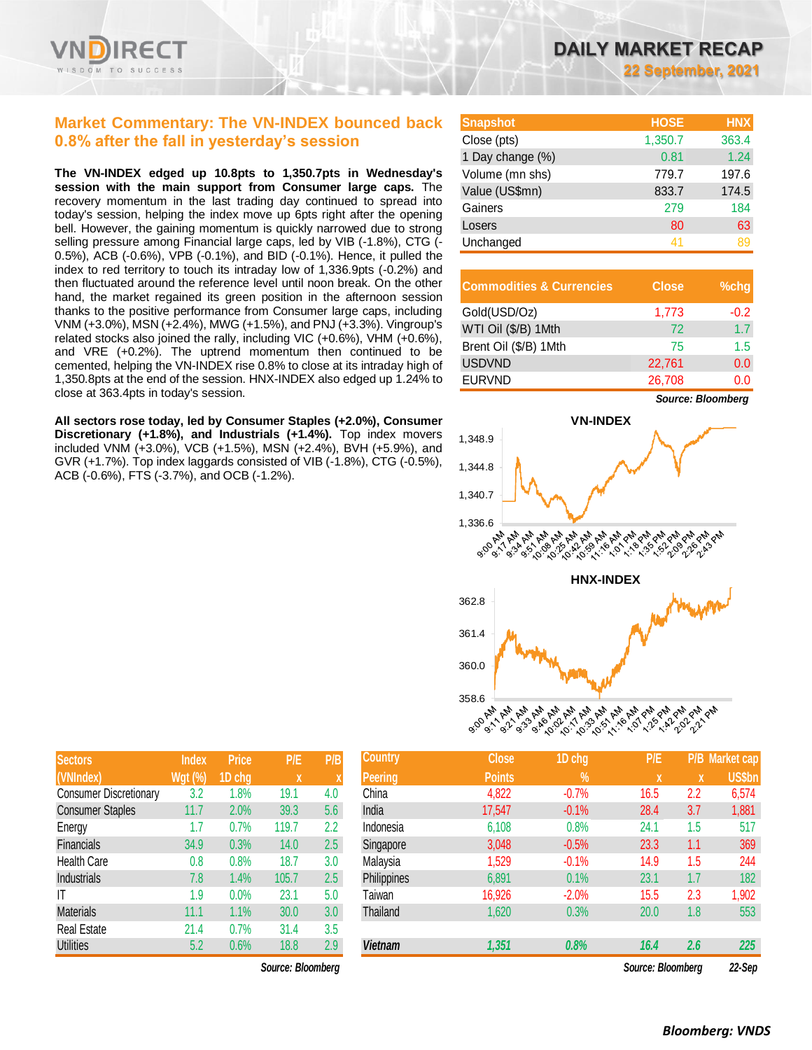# DAILY MARKET RECAP

**22 September, 2021**

## Market Commentary: The VN-INDEX bounced back 0.8% after the fall in yesterday's session

**The VN-INDEX edged up 10.8pts to 1,350.7pts in Wednesday's session with the main support from Consumer large caps.** The recovery momentum in the last trading day continued to spread into today's session, helping the index move up 6pts right after the opening bell. However, the gaining momentum is quickly narrowed due to strong selling pressure among Financial large caps, led by VIB (-1.8%), CTG (-0.5%), ACB (-0.6%), VPB (-0.1%), and BID (-0.1%). Hence, it pulled the index to red territory to touch its intraday low of 1,336.9pts (-0.2%) and then fluctuated around the reference level until noon break. On the other hand, the market regained its green position in the afternoon session thanks to the positive performance from Consumer large caps, including VNM (+3.0%), MSN (+2.4%), MWG (+1.5%), and PNJ (+3.3%). Vingroup's related stocks also joined the rally, including VIC (+0.6%), VHM (+0.6%), and VRE (+0.2%). The uptrend momentum then continued to be cemented, helping the VN-INDEX rise 0.8% to close at its intraday high of 1,350.8pts at the end of the session. HNX-INDEX also edged up 1.24% to close at 363.4pts in today's session.

**All sectors rose today, led by Consumer Staples (+2.0%), Consumer Discretionary (+1.8%), and Industrials (+1.4%).** Top index movers included VNM (+3.0%), VCB (+1.5%), MSN (+2.4%), BVH (+5.9%), and GVR (+1.7%). Top index laggards consisted of VIB (-1.8%), CTG (-0.5%), ACB (-0.6%), FTS (-3.7%), and OCB (-1.2%).

| Snapshot | HOSE | HNX |
|---|---|---|
| Close (pts) | 1,350.7 | 363.4 |
| 1 Day change (%) | 0.81 | 1.24 |
| Volume (mn shs) | 779.7 | 197.6 |
| Value (US$mn) | 833.7 | 174.5 |
| Gainers | 279 | 184 |
| Losers | 80 | 63 |
| Unchanged | 41 | 89 |

| Commodities & Currencies | Close | %chg |
|---|---|---|
| Gold(USD/Oz) | 1,773 | -0.2 |
| WTI Oil ($/B) 1Mth | 72 | 1.7 |
| Brent Oil ($/B) 1Mth | 75 | 1.5 |
| USDVND | 22,761 | 0.0 |
| EURVND | 26,708 | 0.0 |

*Source: Bloomberg*

| Sectors (VNIndex) | Index Wgt (%) | Price 1D chg | P/E x | P/B x |
|---|---|---|---|---|
| Consumer Discretionary | 3.2 | 1.8% | 19.1 | 4.0 |
| Consumer Staples | 11.7 | 2.0% | 39.3 | 5.6 |
| Energy | 1.7 | 0.7% | 119.7 | 2.2 |
| Financials | 34.9 | 0.3% | 14.0 | 2.5 |
| Health Care | 0.8 | 0.8% | 18.7 | 3.0 |
| Industrials | 7.8 | 1.4% | 105.7 | 2.5 |
| IT | 1.9 | 0.0% | 23.1 | 5.0 |
| Materials | 11.1 | 1.1% | 30.0 | 3.0 |
| Real Estate | 21.4 | 0.7% | 31.4 | 3.5 |
| Utilities | 5.2 | 0.6% | 18.8 | 2.9 |

*Source: Bloomberg*

| Country Peering | Close Points | 1D chg % | P/E x | P/B x | Market cap US$bn |
|---|---|---|---|---|---|
| China | 4,822 | -0.7% | 16.5 | 2.2 | 6,574 |
| India | 17,547 | -0.1% | 28.4 | 3.7 | 1,881 |
| Indonesia | 6,108 | 0.8% | 24.1 | 1.5 | 517 |
| Singapore | 3,048 | -0.5% | 23.3 | 1.1 | 369 |
| Malaysia | 1,529 | -0.1% | 14.9 | 1.5 | 244 |
| Philippines | 6,891 | 0.1% | 23.1 | 1.7 | 182 |
| Taiwan | 16,926 | -2.0% | 15.5 | 2.3 | 1,902 |
| Thailand | 1,620 | 0.3% | 20.0 | 1.8 | 553 |
| *Vietnam* | *1,351* | *0.8%* | *16.4* | *2.6* | *225* |

*Source: Bloomberg* *22-Sep*

***Bloomberg: VNDS***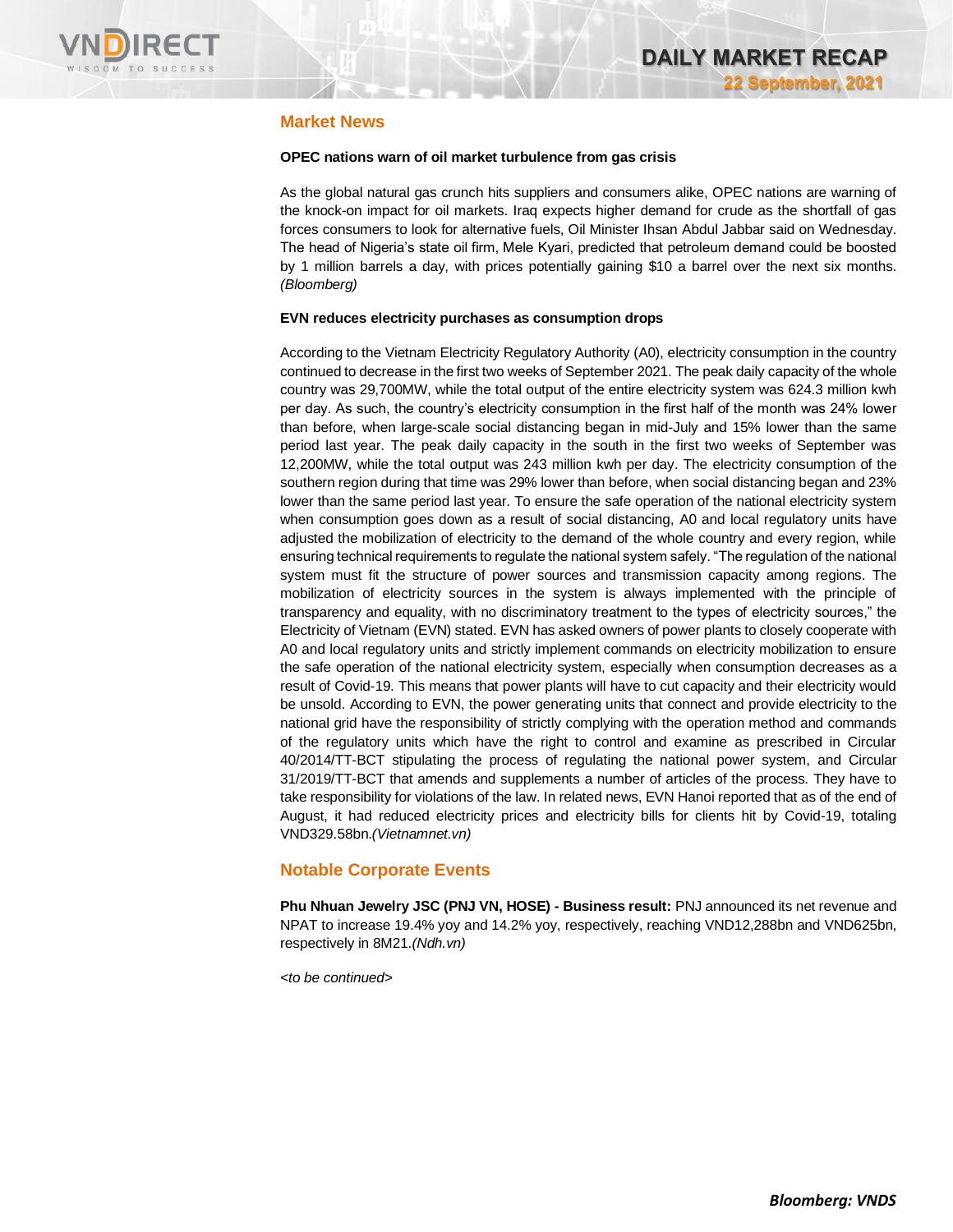## Market News

**OPEC nations warn of oil market turbulence from gas crisis**

As the global natural gas crunch hits suppliers and consumers alike, OPEC nations are warning of the knock-on impact for oil markets. Iraq expects higher demand for crude as the shortfall of gas forces consumers to look for alternative fuels, Oil Minister Ihsan Abdul Jabbar said on Wednesday. The head of Nigeria's state oil firm, Mele Kyari, predicted that petroleum demand could be boosted by 1 million barrels a day, with prices potentially gaining $10 a barrel over the next six months. *(Bloomberg)*

**EVN reduces electricity purchases as consumption drops**

According to the Vietnam Electricity Regulatory Authority (A0), electricity consumption in the country continued to decrease in the first two weeks of September 2021. The peak daily capacity of the whole country was 29,700MW, while the total output of the entire electricity system was 624.3 million kwh per day. As such, the country's electricity consumption in the first half of the month was 24% lower than before, when large-scale social distancing began in mid-July and 15% lower than the same period last year. The peak daily capacity in the south in the first two weeks of September was 12,200MW, while the total output was 243 million kwh per day. The electricity consumption of the southern region during that time was 29% lower than before, when social distancing began and 23% lower than the same period last year. To ensure the safe operation of the national electricity system when consumption goes down as a result of social distancing, A0 and local regulatory units have adjusted the mobilization of electricity to the demand of the whole country and every region, while ensuring technical requirements to regulate the national system safely. "The regulation of the national system must fit the structure of power sources and transmission capacity among regions. The mobilization of electricity sources in the system is always implemented with the principle of transparency and equality, with no discriminatory treatment to the types of electricity sources," the Electricity of Vietnam (EVN) stated. EVN has asked owners of power plants to closely cooperate with A0 and local regulatory units and strictly implement commands on electricity mobilization to ensure the safe operation of the national electricity system, especially when consumption decreases as a result of Covid-19. This means that power plants will have to cut capacity and their electricity would be unsold. According to EVN, the power generating units that connect and provide electricity to the national grid have the responsibility of strictly complying with the operation method and commands of the regulatory units which have the right to control and examine as prescribed in Circular 40/2014/TT-BCT stipulating the process of regulating the national power system, and Circular 31/2019/TT-BCT that amends and supplements a number of articles of the process. They have to take responsibility for violations of the law. In related news, EVN Hanoi reported that as of the end of August, it had reduced electricity prices and electricity bills for clients hit by Covid-19, totaling VND329.58bn.*(Vietnamnet.vn)*

## Notable Corporate Events

**Phu Nhuan Jewelry JSC (PNJ VN, HOSE) - Business result:** PNJ announced its net revenue and NPAT to increase 19.4% yoy and 14.2% yoy, respectively, reaching VND12,288bn and VND625bn, respectively in 8M21.*(Ndh.vn)*

*<to be continued>*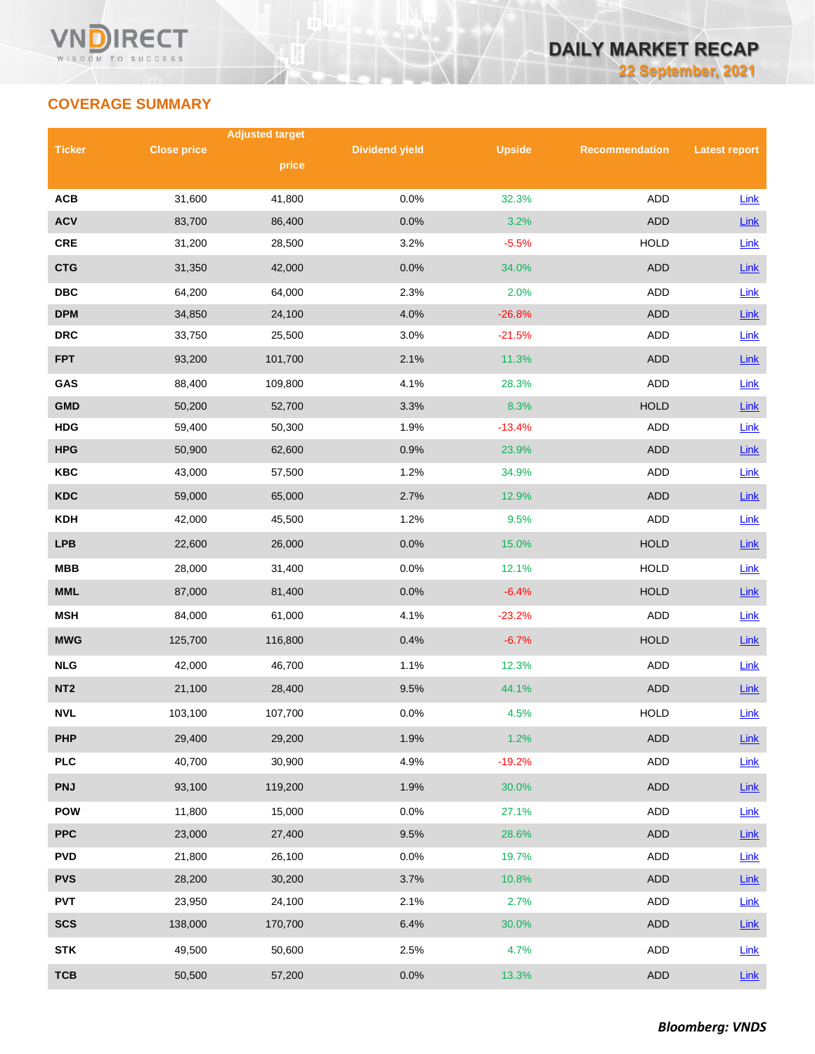## COVERAGE SUMMARY

| Ticker | Close price | Adjusted target price | Dividend yield | Upside | Recommendation | Latest report |
|---|---|---|---|---|---|---|
| ACB | 31,600 | 41,800 | 0.0% | 32.3% | ADD | Link |
| ACV | 83,700 | 86,400 | 0.0% | 3.2% | ADD | Link |
| CRE | 31,200 | 28,500 | 3.2% | -5.5% | HOLD | Link |
| CTG | 31,350 | 42,000 | 0.0% | 34.0% | ADD | Link |
| DBC | 64,200 | 64,000 | 2.3% | 2.0% | ADD | Link |
| DPM | 34,850 | 24,100 | 4.0% | -26.8% | ADD | Link |
| DRC | 33,750 | 25,500 | 3.0% | -21.5% | ADD | Link |
| FPT | 93,200 | 101,700 | 2.1% | 11.3% | ADD | Link |
| GAS | 88,400 | 109,800 | 4.1% | 28.3% | ADD | Link |
| GMD | 50,200 | 52,700 | 3.3% | 8.3% | HOLD | Link |
| HDG | 59,400 | 50,300 | 1.9% | -13.4% | ADD | Link |
| HPG | 50,900 | 62,600 | 0.9% | 23.9% | ADD | Link |
| KBC | 43,000 | 57,500 | 1.2% | 34.9% | ADD | Link |
| KDC | 59,000 | 65,000 | 2.7% | 12.9% | ADD | Link |
| KDH | 42,000 | 45,500 | 1.2% | 9.5% | ADD | Link |
| LPB | 22,600 | 26,000 | 0.0% | 15.0% | HOLD | Link |
| MBB | 28,000 | 31,400 | 0.0% | 12.1% | HOLD | Link |
| MML | 87,000 | 81,400 | 0.0% | -6.4% | HOLD | Link |
| MSH | 84,000 | 61,000 | 4.1% | -23.2% | ADD | Link |
| MWG | 125,700 | 116,800 | 0.4% | -6.7% | HOLD | Link |
| NLG | 42,000 | 46,700 | 1.1% | 12.3% | ADD | Link |
| NT2 | 21,100 | 28,400 | 9.5% | 44.1% | ADD | Link |
| NVL | 103,100 | 107,700 | 0.0% | 4.5% | HOLD | Link |
| PHP | 29,400 | 29,200 | 1.9% | 1.2% | ADD | Link |
| PLC | 40,700 | 30,900 | 4.9% | -19.2% | ADD | Link |
| PNJ | 93,100 | 119,200 | 1.9% | 30.0% | ADD | Link |
| POW | 11,800 | 15,000 | 0.0% | 27.1% | ADD | Link |
| PPC | 23,000 | 27,400 | 9.5% | 28.6% | ADD | Link |
| PVD | 21,800 | 26,100 | 0.0% | 19.7% | ADD | Link |
| PVS | 28,200 | 30,200 | 3.7% | 10.8% | ADD | Link |
| PVT | 23,950 | 24,100 | 2.1% | 2.7% | ADD | Link |
| SCS | 138,000 | 170,700 | 6.4% | 30.0% | ADD | Link |
| STK | 49,500 | 50,600 | 2.5% | 4.7% | ADD | Link |
| TCB | 50,500 | 57,200 | 0.0% | 13.3% | ADD | Link |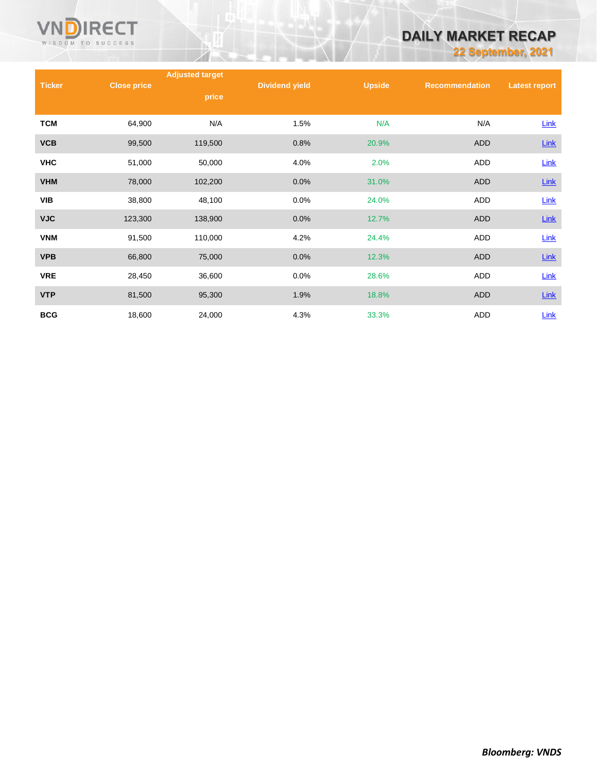| Ticker | Close price | Adjusted target price | Dividend yield | Upside | Recommendation | Latest report |
|---|---|---|---|---|---|---|
| TCM | 64,900 | N/A | 1.5% | N/A | N/A | Link |
| VCB | 99,500 | 119,500 | 0.8% | 20.9% | ADD | Link |
| VHC | 51,000 | 50,000 | 4.0% | 2.0% | ADD | Link |
| VHM | 78,000 | 102,200 | 0.0% | 31.0% | ADD | Link |
| VIB | 38,800 | 48,100 | 0.0% | 24.0% | ADD | Link |
| VJC | 123,300 | 138,900 | 0.0% | 12.7% | ADD | Link |
| VNM | 91,500 | 110,000 | 4.2% | 24.4% | ADD | Link |
| VPB | 66,800 | 75,000 | 0.0% | 12.3% | ADD | Link |
| VRE | 28,450 | 36,600 | 0.0% | 28.6% | ADD | Link |
| VTP | 81,500 | 95,300 | 1.9% | 18.8% | ADD | Link |
| BCG | 18,600 | 24,000 | 4.3% | 33.3% | ADD | Link |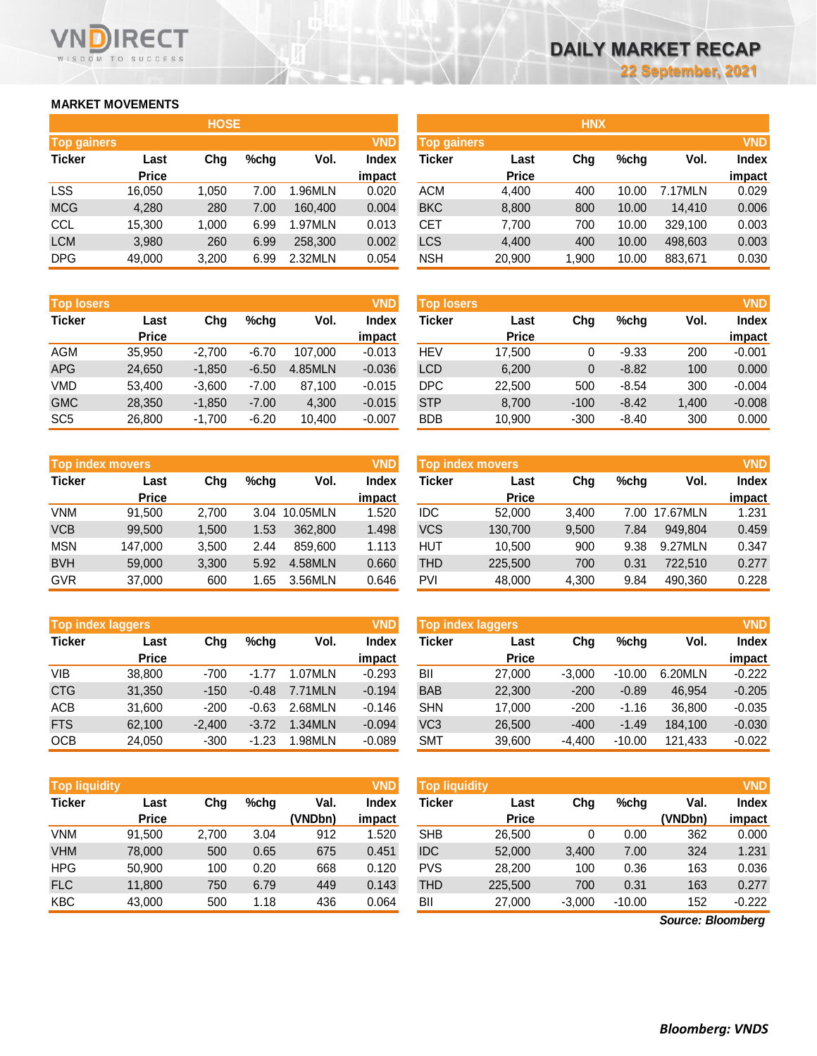# DAILY MARKET RECAP

22 September, 2021

## MARKET MOVEMENTS

### HOSE

**Top gainers** (VND)

| Ticker | Last Price | Chg | %chg | Vol. | Index impact |
|---|---|---|---|---|---|
| LSS | 16,050 | 1,050 | 7.00 | 1.96MLN | 0.020 |
| MCG | 4,280 | 280 | 7.00 | 160,400 | 0.004 |
| CCL | 15,300 | 1,000 | 6.99 | 1.97MLN | 0.013 |
| LCM | 3,980 | 260 | 6.99 | 258,300 | 0.002 |
| DPG | 49,000 | 3,200 | 6.99 | 2.32MLN | 0.054 |

**Top losers** (VND)

| Ticker | Last Price | Chg | %chg | Vol. | Index impact |
|---|---|---|---|---|---|
| AGM | 35,950 | -2,700 | -6.70 | 107,000 | -0.013 |
| APG | 24,650 | -1,850 | -6.50 | 4.85MLN | -0.036 |
| VMD | 53,400 | -3,600 | -7.00 | 87,100 | -0.015 |
| GMC | 28,350 | -1,850 | -7.00 | 4,300 | -0.015 |
| SC5 | 26,800 | -1,700 | -6.20 | 10,400 | -0.007 |

**Top index movers** (VND)

| Ticker | Last Price | Chg | %chg | Vol. | Index impact |
|---|---|---|---|---|---|
| VNM | 91,500 | 2,700 | 3.04 | 10.05MLN | 1.520 |
| VCB | 99,500 | 1,500 | 1.53 | 362,800 | 1.498 |
| MSN | 147,000 | 3,500 | 2.44 | 859,600 | 1.113 |
| BVH | 59,000 | 3,300 | 5.92 | 4.58MLN | 0.660 |
| GVR | 37,000 | 600 | 1.65 | 3.56MLN | 0.646 |

**Top index laggers** (VND)

| Ticker | Last Price | Chg | %chg | Vol. | Index impact |
|---|---|---|---|---|---|
| VIB | 38,800 | -700 | -1.77 | 1.07MLN | -0.293 |
| CTG | 31,350 | -150 | -0.48 | 7.71MLN | -0.194 |
| ACB | 31,600 | -200 | -0.63 | 2.68MLN | -0.146 |
| FTS | 62,100 | -2,400 | -3.72 | 1.34MLN | -0.094 |
| OCB | 24,050 | -300 | -1.23 | 1.98MLN | -0.089 |

**Top liquidity** (VND)

| Ticker | Last Price | Chg | %chg | Val. (VNDbn) | Index impact |
|---|---|---|---|---|---|
| VNM | 91,500 | 2,700 | 3.04 | 912 | 1.520 |
| VHM | 78,000 | 500 | 0.65 | 675 | 0.451 |
| HPG | 50,900 | 100 | 0.20 | 668 | 0.120 |
| FLC | 11,800 | 750 | 6.79 | 449 | 0.143 |
| KBC | 43,000 | 500 | 1.18 | 436 | 0.064 |

### HNX

**Top gainers** (VND)

| Ticker | Last Price | Chg | %chg | Vol. | Index impact |
|---|---|---|---|---|---|
| ACM | 4,400 | 400 | 10.00 | 7.17MLN | 0.029 |
| BKC | 8,800 | 800 | 10.00 | 14,410 | 0.006 |
| CET | 7,700 | 700 | 10.00 | 329,100 | 0.003 |
| LCS | 4,400 | 400 | 10.00 | 498,603 | 0.003 |
| NSH | 20,900 | 1,900 | 10.00 | 883,671 | 0.030 |

**Top losers** (VND)

| Ticker | Last Price | Chg | %chg | Vol. | Index impact |
|---|---|---|---|---|---|
| HEV | 17,500 | 0 | -9.33 | 200 | -0.001 |
| LCD | 6,200 | 0 | -8.82 | 100 | 0.000 |
| DPC | 22,500 | 500 | -8.54 | 300 | -0.004 |
| STP | 8,700 | -100 | -8.42 | 1,400 | -0.008 |
| BDB | 10,900 | -300 | -8.40 | 300 | 0.000 |

**Top index movers** (VND)

| Ticker | Last Price | Chg | %chg | Vol. | Index impact |
|---|---|---|---|---|---|
| IDC | 52,000 | 3,400 | 7.00 | 17.67MLN | 1.231 |
| VCS | 130,700 | 9,500 | 7.84 | 949,804 | 0.459 |
| HUT | 10,500 | 900 | 9.38 | 9.27MLN | 0.347 |
| THD | 225,500 | 700 | 0.31 | 722,510 | 0.277 |
| PVI | 48,000 | 4,300 | 9.84 | 490,360 | 0.228 |

**Top index laggers** (VND)

| Ticker | Last Price | Chg | %chg | Vol. | Index impact |
|---|---|---|---|---|---|
| BII | 27,000 | -3,000 | -10.00 | 6.20MLN | -0.222 |
| BAB | 22,300 | -200 | -0.89 | 46,954 | -0.205 |
| SHN | 17,000 | -200 | -1.16 | 36,800 | -0.035 |
| VC3 | 26,500 | -400 | -1.49 | 184,100 | -0.030 |
| SMT | 39,600 | -4,400 | -10.00 | 121,433 | -0.022 |

**Top liquidity** (VND)

| Ticker | Last Price | Chg | %chg | Val. (VNDbn) | Index impact |
|---|---|---|---|---|---|
| SHB | 26,500 | 0 | 0.00 | 362 | 0.000 |
| IDC | 52,000 | 3,400 | 7.00 | 324 | 1.231 |
| PVS | 28,200 | 100 | 0.36 | 163 | 0.036 |
| THD | 225,500 | 700 | 0.31 | 163 | 0.277 |
| BII | 27,000 | -3,000 | -10.00 | 152 | -0.222 |

*Source: Bloomberg*

***Bloomberg: VNDS***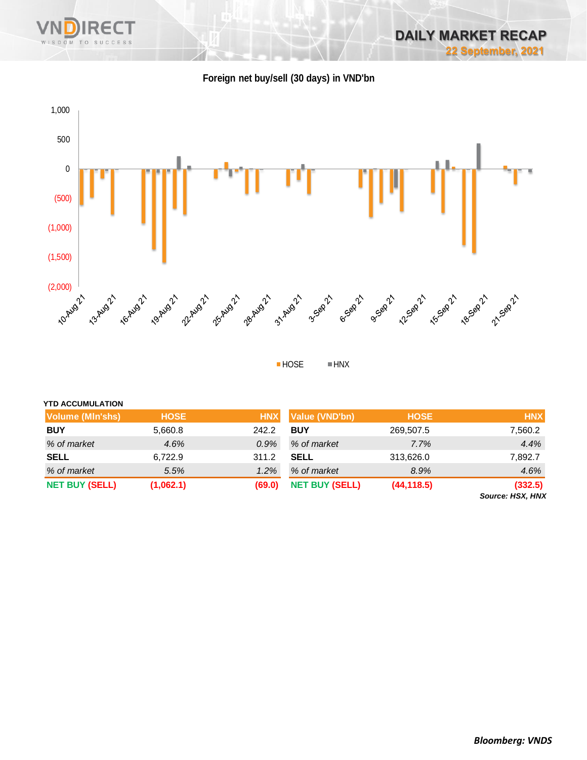**Foreign net buy/sell (30 days) in VND'bn**

HOSE　HNX

**YTD ACCUMULATION**

| Volume (Mln'shs) | HOSE | HNX | Value (VND'bn) | HOSE | HNX |
|---|---|---|---|---|---|
| **BUY** | 5,660.8 | 242.2 | **BUY** | 269,507.5 | 7,560.2 |
| *% of market* | *4.6%* | *0.9%* | *% of market* | *7.7%* | *4.4%* |
| **SELL** | 6,722.9 | 311.2 | **SELL** | 313,626.0 | 7,892.7 |
| *% of market* | *5.5%* | *1.2%* | *% of market* | *8.9%* | *4.6%* |
| **NET BUY (SELL)** | **(1,062.1)** | **(69.0)** | **NET BUY (SELL)** | **(44,118.5)** | **(332.5)** |

***Source: HSX, HNX***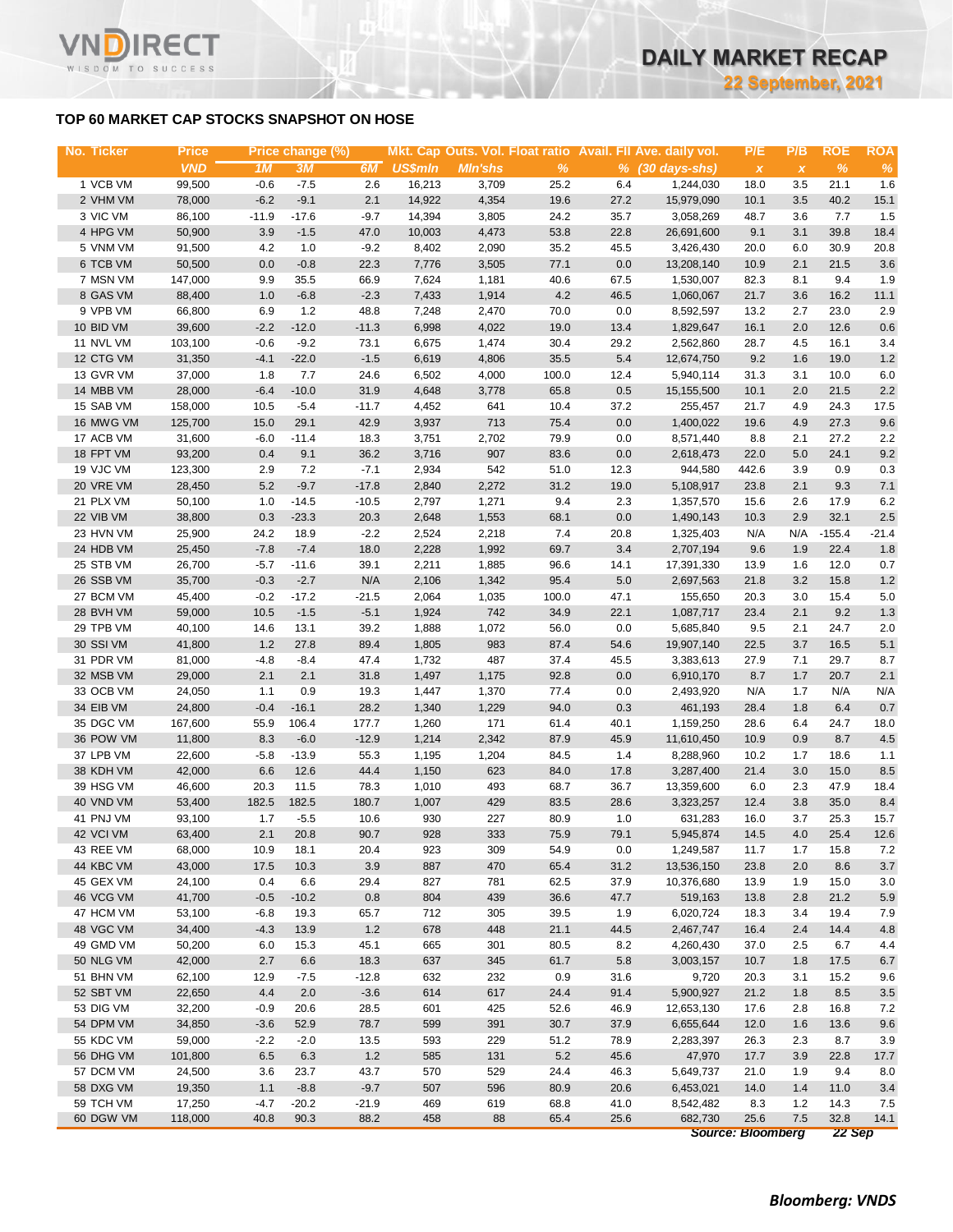## TOP 60 MARKET CAP STOCKS SNAPSHOT ON HOSE

| No. | Ticker | Price | Price change (%) | | | Mkt. Cap | Outs. Vol. | Float ratio | Avail. FII | Ave. daily vol. | P/E | P/B | ROE | ROA |
|---|---|---|---|---|---|---|---|---|---|---|---|---|---|---|
| | | VND | 1M | 3M | 6M | US$mln | Mln'shs | % | % | (30 days-shs) | x | x | % | % |
| 1 | VCB VM | 99,500 | -0.6 | -7.5 | 2.6 | 16,213 | 3,709 | 25.2 | 6.4 | 1,244,030 | 18.0 | 3.5 | 21.1 | 1.6 |
| 2 | VHM VM | 78,000 | -6.2 | -9.1 | 2.1 | 14,922 | 4,354 | 19.6 | 27.2 | 15,979,090 | 10.1 | 3.5 | 40.2 | 15.1 |
| 3 | VIC VM | 86,100 | -11.9 | -17.6 | -9.7 | 14,394 | 3,805 | 24.2 | 35.7 | 3,058,269 | 48.7 | 3.6 | 7.7 | 1.5 |
| 4 | HPG VM | 50,900 | 3.9 | -1.5 | 47.0 | 10,003 | 4,473 | 53.8 | 22.8 | 26,691,600 | 9.1 | 3.1 | 39.8 | 18.4 |
| 5 | VNM VM | 91,500 | 4.2 | 1.0 | -9.2 | 8,402 | 2,090 | 35.2 | 45.5 | 3,426,430 | 20.0 | 6.0 | 30.9 | 20.8 |
| 6 | TCB VM | 50,500 | 0.0 | -0.8 | 22.3 | 7,776 | 3,505 | 77.1 | 0.0 | 13,208,140 | 10.9 | 2.1 | 21.5 | 3.6 |
| 7 | MSN VM | 147,000 | 9.9 | 35.5 | 66.9 | 7,624 | 1,181 | 40.6 | 67.5 | 1,530,007 | 82.3 | 8.1 | 9.4 | 1.9 |
| 8 | GAS VM | 88,400 | 1.0 | -6.8 | -2.3 | 7,433 | 1,914 | 4.2 | 46.5 | 1,060,067 | 21.7 | 3.6 | 16.2 | 11.1 |
| 9 | VPB VM | 66,800 | 6.9 | 1.2 | 48.8 | 7,248 | 2,470 | 70.0 | 0.0 | 8,592,597 | 13.2 | 2.7 | 23.0 | 2.9 |
| 10 | BID VM | 39,600 | -2.2 | -12.0 | -11.3 | 6,998 | 4,022 | 19.0 | 13.4 | 1,829,647 | 16.1 | 2.0 | 12.6 | 0.6 |
| 11 | NVL VM | 103,100 | -0.6 | -9.2 | 73.1 | 6,675 | 1,474 | 30.4 | 29.2 | 2,562,860 | 28.7 | 4.5 | 16.1 | 3.4 |
| 12 | CTG VM | 31,350 | -4.1 | -22.0 | -1.5 | 6,619 | 4,806 | 35.5 | 5.4 | 12,674,750 | 9.2 | 1.6 | 19.0 | 1.2 |
| 13 | GVR VM | 37,000 | 1.8 | 7.7 | 24.6 | 6,502 | 4,000 | 100.0 | 12.4 | 5,940,114 | 31.3 | 3.1 | 10.0 | 6.0 |
| 14 | MBB VM | 28,000 | -6.4 | -10.0 | 31.9 | 4,648 | 3,778 | 65.8 | 0.5 | 15,155,500 | 10.1 | 2.0 | 21.5 | 2.2 |
| 15 | SAB VM | 158,000 | 10.5 | -5.4 | -11.7 | 4,452 | 641 | 10.4 | 37.2 | 255,457 | 21.7 | 4.9 | 24.3 | 17.5 |
| 16 | MWG VM | 125,700 | 15.0 | 29.1 | 42.9 | 3,937 | 713 | 75.4 | 0.0 | 1,400,022 | 19.6 | 4.9 | 27.3 | 9.6 |
| 17 | ACB VM | 31,600 | -6.0 | -11.4 | 18.3 | 3,751 | 2,702 | 79.9 | 0.0 | 8,571,440 | 8.8 | 2.1 | 27.2 | 2.2 |
| 18 | FPT VM | 93,200 | 0.4 | 9.1 | 36.2 | 3,716 | 907 | 83.6 | 0.0 | 2,618,473 | 22.0 | 5.0 | 24.1 | 9.2 |
| 19 | VJC VM | 123,300 | 2.9 | 7.2 | -7.1 | 2,934 | 542 | 51.0 | 12.3 | 944,580 | 442.6 | 3.9 | 0.9 | 0.3 |
| 20 | VRE VM | 28,450 | 5.2 | -9.7 | -17.8 | 2,840 | 2,272 | 31.2 | 19.0 | 5,108,917 | 23.8 | 2.1 | 9.3 | 7.1 |
| 21 | PLX VM | 50,100 | 1.0 | -14.5 | -10.5 | 2,797 | 1,271 | 9.4 | 2.3 | 1,357,570 | 15.6 | 2.6 | 17.9 | 6.2 |
| 22 | VIB VM | 38,800 | 0.3 | -23.3 | 20.3 | 2,648 | 1,553 | 68.1 | 0.0 | 1,490,143 | 10.3 | 2.9 | 32.1 | 2.5 |
| 23 | HVN VM | 25,900 | 24.2 | 18.9 | -2.2 | 2,524 | 2,218 | 7.4 | 20.8 | 1,325,403 | N/A | N/A | -155.4 | -21.4 |
| 24 | HDB VM | 25,450 | -7.8 | -7.4 | 18.0 | 2,228 | 1,992 | 69.7 | 3.4 | 2,707,194 | 9.6 | 1.9 | 22.4 | 1.8 |
| 25 | STB VM | 26,700 | -5.7 | -11.6 | 39.1 | 2,211 | 1,885 | 96.6 | 14.1 | 17,391,330 | 13.9 | 1.6 | 12.0 | 0.7 |
| 26 | SSB VM | 35,700 | -0.3 | -2.7 | N/A | 2,106 | 1,342 | 95.4 | 5.0 | 2,697,563 | 21.8 | 3.2 | 15.8 | 1.2 |
| 27 | BCM VM | 45,400 | -0.2 | -17.2 | -21.5 | 2,064 | 1,035 | 100.0 | 47.1 | 155,650 | 20.3 | 3.0 | 15.4 | 5.0 |
| 28 | BVH VM | 59,000 | 10.5 | -1.5 | -5.1 | 1,924 | 742 | 34.9 | 22.1 | 1,087,717 | 23.4 | 2.1 | 9.2 | 1.3 |
| 29 | TPB VM | 40,100 | 14.6 | 13.1 | 39.2 | 1,888 | 1,072 | 56.0 | 0.0 | 5,685,840 | 9.5 | 2.1 | 24.7 | 2.0 |
| 30 | SSI VM | 41,800 | 1.2 | 27.8 | 89.4 | 1,805 | 983 | 87.4 | 54.6 | 19,907,140 | 22.5 | 3.7 | 16.5 | 5.1 |
| 31 | PDR VM | 81,000 | -4.8 | -8.4 | 47.4 | 1,732 | 487 | 37.4 | 45.5 | 3,383,613 | 27.9 | 7.1 | 29.7 | 8.7 |
| 32 | MSB VM | 29,000 | 2.1 | 2.1 | 31.8 | 1,497 | 1,175 | 92.8 | 0.0 | 6,910,170 | 8.7 | 1.7 | 20.7 | 2.1 |
| 33 | OCB VM | 24,050 | 1.1 | 0.9 | 19.3 | 1,447 | 1,370 | 77.4 | 0.0 | 2,493,920 | N/A | 1.7 | N/A | N/A |
| 34 | EIB VM | 24,800 | -0.4 | -16.1 | 28.2 | 1,340 | 1,229 | 94.0 | 0.3 | 461,193 | 28.4 | 1.8 | 6.4 | 0.7 |
| 35 | DGC VM | 167,600 | 55.9 | 106.4 | 177.7 | 1,260 | 171 | 61.4 | 40.1 | 1,159,250 | 28.6 | 6.4 | 24.7 | 18.0 |
| 36 | POW VM | 11,800 | 8.3 | -6.0 | -12.9 | 1,214 | 2,342 | 87.9 | 45.9 | 11,610,450 | 10.9 | 0.9 | 8.7 | 4.5 |
| 37 | LPB VM | 22,600 | -5.8 | -13.9 | 55.3 | 1,195 | 1,204 | 84.5 | 1.4 | 8,288,960 | 10.2 | 1.7 | 18.6 | 1.1 |
| 38 | KDH VM | 42,000 | 6.6 | 12.6 | 44.4 | 1,150 | 623 | 84.0 | 17.8 | 3,287,400 | 21.4 | 3.0 | 15.0 | 8.5 |
| 39 | HSG VM | 46,600 | 20.3 | 11.5 | 78.3 | 1,010 | 493 | 68.7 | 36.7 | 13,359,600 | 6.0 | 2.3 | 47.9 | 18.4 |
| 40 | VND VM | 53,400 | 182.5 | 182.5 | 180.7 | 1,007 | 429 | 83.5 | 28.6 | 3,323,257 | 12.4 | 3.8 | 35.0 | 8.4 |
| 41 | PNJ VM | 93,100 | 1.7 | -5.5 | 10.6 | 930 | 227 | 80.9 | 1.0 | 631,283 | 16.0 | 3.7 | 25.3 | 15.7 |
| 42 | VCI VM | 63,400 | 2.1 | 20.8 | 90.7 | 928 | 333 | 75.9 | 79.1 | 5,945,874 | 14.5 | 4.0 | 25.4 | 12.6 |
| 43 | REE VM | 68,000 | 10.9 | 18.1 | 20.4 | 923 | 309 | 54.9 | 0.0 | 1,249,587 | 11.7 | 1.7 | 15.8 | 7.2 |
| 44 | KBC VM | 43,000 | 17.5 | 10.3 | 3.9 | 887 | 470 | 65.4 | 31.2 | 13,536,150 | 23.8 | 2.0 | 8.6 | 3.7 |
| 45 | GEX VM | 24,100 | 0.4 | 6.6 | 29.4 | 827 | 781 | 62.5 | 37.9 | 10,376,680 | 13.9 | 1.9 | 15.0 | 3.0 |
| 46 | VCG VM | 41,700 | -0.5 | -10.2 | 0.8 | 804 | 439 | 36.6 | 47.7 | 519,163 | 13.8 | 2.8 | 21.2 | 5.9 |
| 47 | HCM VM | 53,100 | -6.8 | 19.3 | 65.7 | 712 | 305 | 39.5 | 1.9 | 6,020,724 | 18.3 | 3.4 | 19.4 | 7.9 |
| 48 | VGC VM | 34,400 | -4.3 | 13.9 | 1.2 | 678 | 448 | 21.1 | 44.5 | 2,467,747 | 16.4 | 2.4 | 14.4 | 4.8 |
| 49 | GMD VM | 50,200 | 6.0 | 15.3 | 45.1 | 665 | 301 | 80.5 | 8.2 | 4,260,430 | 37.0 | 2.5 | 6.7 | 4.4 |
| 50 | NLG VM | 42,000 | 2.7 | 6.6 | 18.3 | 637 | 345 | 61.7 | 5.8 | 3,003,157 | 10.7 | 1.8 | 17.5 | 6.7 |
| 51 | BHN VM | 62,100 | 12.9 | -7.5 | -12.8 | 632 | 232 | 0.9 | 31.6 | 9,720 | 20.3 | 3.1 | 15.2 | 9.6 |
| 52 | SBT VM | 22,650 | 4.4 | 2.0 | -3.6 | 614 | 617 | 24.4 | 91.4 | 5,900,927 | 21.2 | 1.8 | 8.5 | 3.5 |
| 53 | DIG VM | 32,200 | -0.9 | 20.6 | 28.5 | 601 | 425 | 52.6 | 46.9 | 12,653,130 | 17.6 | 2.8 | 16.8 | 7.2 |
| 54 | DPM VM | 34,850 | -3.6 | 52.9 | 78.7 | 599 | 391 | 30.7 | 37.9 | 6,655,644 | 12.0 | 1.6 | 13.6 | 9.6 |
| 55 | KDC VM | 59,000 | -2.2 | -2.0 | 13.5 | 593 | 229 | 51.2 | 78.9 | 2,283,397 | 26.3 | 2.3 | 8.7 | 3.9 |
| 56 | DHG VM | 101,800 | 6.5 | 6.3 | 1.2 | 585 | 131 | 5.2 | 45.6 | 47,970 | 17.7 | 3.9 | 22.8 | 17.7 |
| 57 | DCM VM | 24,500 | 3.6 | 23.7 | 43.7 | 570 | 529 | 24.4 | 46.3 | 5,649,737 | 21.0 | 1.9 | 9.4 | 8.0 |
| 58 | DXG VM | 19,350 | 1.1 | -8.8 | -9.7 | 507 | 596 | 80.9 | 20.6 | 6,453,021 | 14.0 | 1.4 | 11.0 | 3.4 |
| 59 | TCH VM | 17,250 | -4.7 | -20.2 | -21.9 | 469 | 619 | 68.8 | 41.0 | 8,542,482 | 8.3 | 1.2 | 14.3 | 7.5 |
| 60 | DGW VM | 118,000 | 40.8 | 90.3 | 88.2 | 458 | 88 | 65.4 | 25.6 | 682,730 | 25.6 | 7.5 | 32.8 | 14.1 |

*Source: Bloomberg* *22 Sep*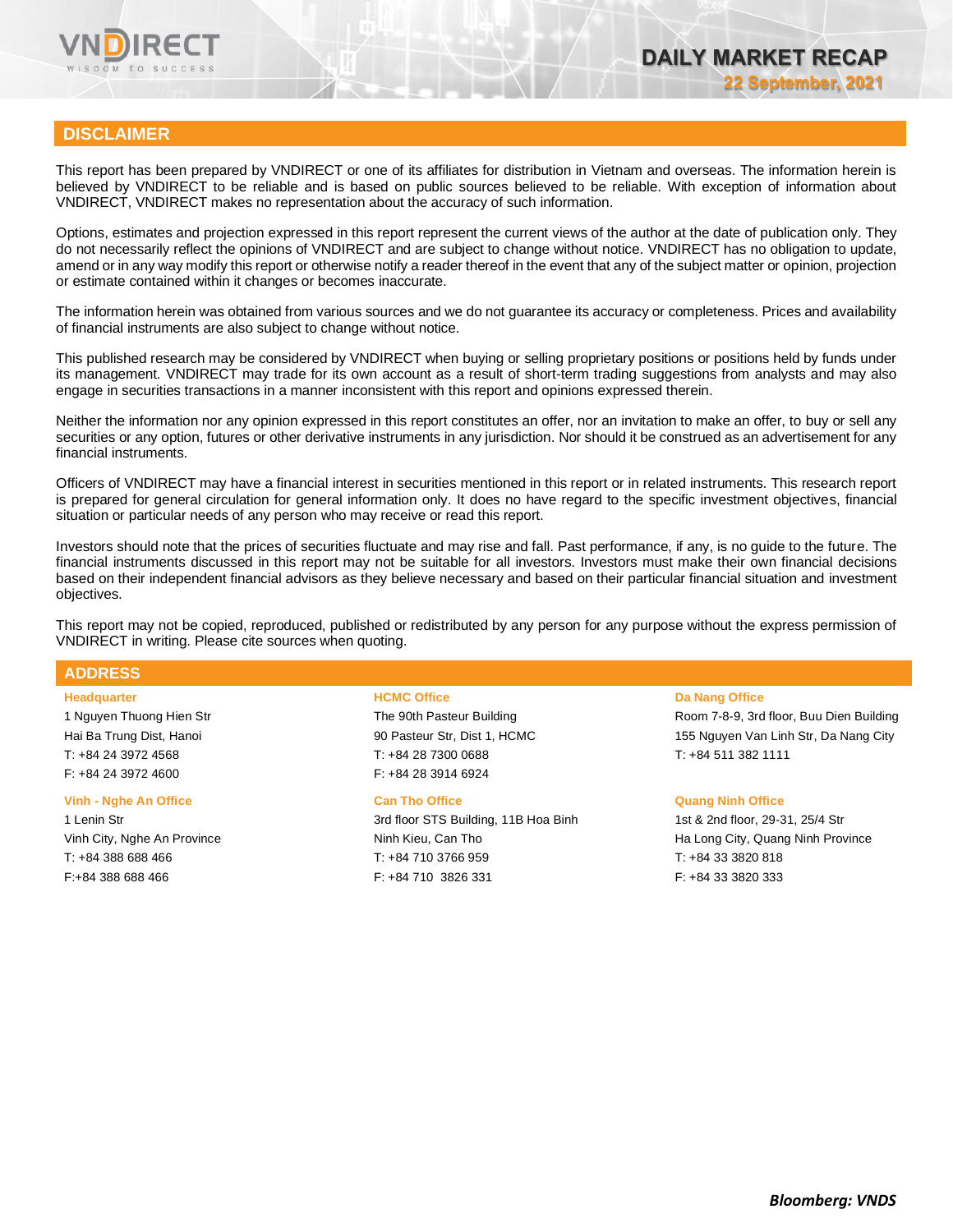## DISCLAIMER

This report has been prepared by VNDIRECT or one of its affiliates for distribution in Vietnam and overseas. The information herein is believed by VNDIRECT to be reliable and is based on public sources believed to be reliable. With exception of information about VNDIRECT, VNDIRECT makes no representation about the accuracy of such information.

Options, estimates and projection expressed in this report represent the current views of the author at the date of publication only. They do not necessarily reflect the opinions of VNDIRECT and are subject to change without notice. VNDIRECT has no obligation to update, amend or in any way modify this report or otherwise notify a reader thereof in the event that any of the subject matter or opinion, projection or estimate contained within it changes or becomes inaccurate.

The information herein was obtained from various sources and we do not guarantee its accuracy or completeness. Prices and availability of financial instruments are also subject to change without notice.

This published research may be considered by VNDIRECT when buying or selling proprietary positions or positions held by funds under its management. VNDIRECT may trade for its own account as a result of short-term trading suggestions from analysts and may also engage in securities transactions in a manner inconsistent with this report and opinions expressed therein.

Neither the information nor any opinion expressed in this report constitutes an offer, nor an invitation to make an offer, to buy or sell any securities or any option, futures or other derivative instruments in any jurisdiction. Nor should it be construed as an advertisement for any financial instruments.

Officers of VNDIRECT may have a financial interest in securities mentioned in this report or in related instruments. This research report is prepared for general circulation for general information only. It does no have regard to the specific investment objectives, financial situation or particular needs of any person who may receive or read this report.

Investors should note that the prices of securities fluctuate and may rise and fall. Past performance, if any, is no guide to the future. The financial instruments discussed in this report may not be suitable for all investors. Investors must make their own financial decisions based on their independent financial advisors as they believe necessary and based on their particular financial situation and investment objectives.

This report may not be copied, reproduced, published or redistributed by any person for any purpose without the express permission of VNDIRECT in writing. Please cite sources when quoting.

## ADDRESS

**Headquarter**
1 Nguyen Thuong Hien Str
Hai Ba Trung Dist, Hanoi
T: +84 24 3972 4568
F: +84 24 3972 4600

**HCMC Office**
The 90th Pasteur Building
90 Pasteur Str, Dist 1, HCMC
T: +84 28 7300 0688
F: +84 28 3914 6924

**Da Nang Office**
Room 7-8-9, 3rd floor, Buu Dien Building
155 Nguyen Van Linh Str, Da Nang City
T: +84 511 382 1111

**Vinh - Nghe An Office**
1 Lenin Str
Vinh City, Nghe An Province
T: +84 388 688 466
F:+84 388 688 466

**Can Tho Office**
3rd floor STS Building, 11B Hoa Binh
Ninh Kieu, Can Tho
T: +84 710 3766 959
F: +84 710 3826 331

**Quang Ninh Office**
1st & 2nd floor, 29-31, 25/4 Str
Ha Long City, Quang Ninh Province
T: +84 33 3820 818
F: +84 33 3820 333

***Bloomberg: VNDS***